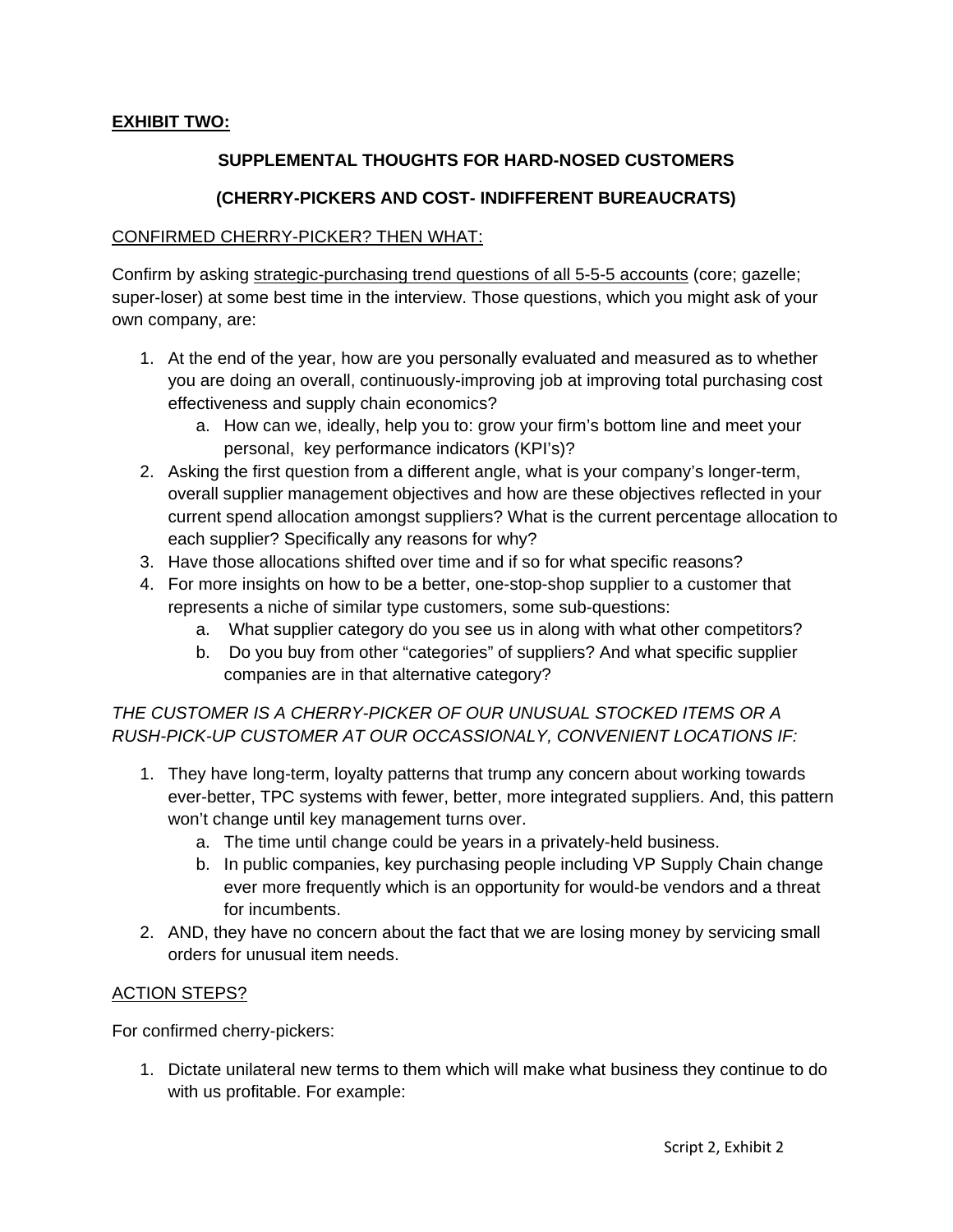**EXHIBIT TWO:**

**SUPPLEMENTAL THOUGHTS FOR HARD-NOSED CUSTOMERS**

**(CHERRY-PICKERS AND COST- INDIFFERENT BUREAUCRATS)**

CONFIRMED CHERRY-PICKER? THEN WHAT:

Confirm by asking strategic-purchasing trend questions of all 5-5-5 accounts (core; gazelle; super-loser) at some best time in the interview. Those questions, which you might ask of your own company, are:

1. At the end of the year, how are you personally evaluated and measured as to whether you are doing an overall, continuously-improving job at improving total purchasing cost effectiveness and supply chain economics?
   a. How can we, ideally, help you to: grow your firm's bottom line and meet your personal, key performance indicators (KPI's)?
2. Asking the first question from a different angle, what is your company's longer-term, overall supplier management objectives and how are these objectives reflected in your current spend allocation amongst suppliers? What is the current percentage allocation to each supplier? Specifically any reasons for why?
3. Have those allocations shifted over time and if so for what specific reasons?
4. For more insights on how to be a better, one-stop-shop supplier to a customer that represents a niche of similar type customers, some sub-questions:
   a. What supplier category do you see us in along with what other competitors?
   b. Do you buy from other "categories" of suppliers? And what specific supplier companies are in that alternative category?

*THE CUSTOMER IS A CHERRY-PICKER OF OUR UNUSUAL STOCKED ITEMS OR A RUSH-PICK-UP CUSTOMER AT OUR OCCASSIONALY, CONVENIENT LOCATIONS IF:*

1. They have long-term, loyalty patterns that trump any concern about working towards ever-better, TPC systems with fewer, better, more integrated suppliers. And, this pattern won't change until key management turns over.
   a. The time until change could be years in a privately-held business.
   b. In public companies, key purchasing people including VP Supply Chain change ever more frequently which is an opportunity for would-be vendors and a threat for incumbents.
2. AND, they have no concern about the fact that we are losing money by servicing small orders for unusual item needs.

ACTION STEPS?

For confirmed cherry-pickers:

1. Dictate unilateral new terms to them which will make what business they continue to do with us profitable. For example: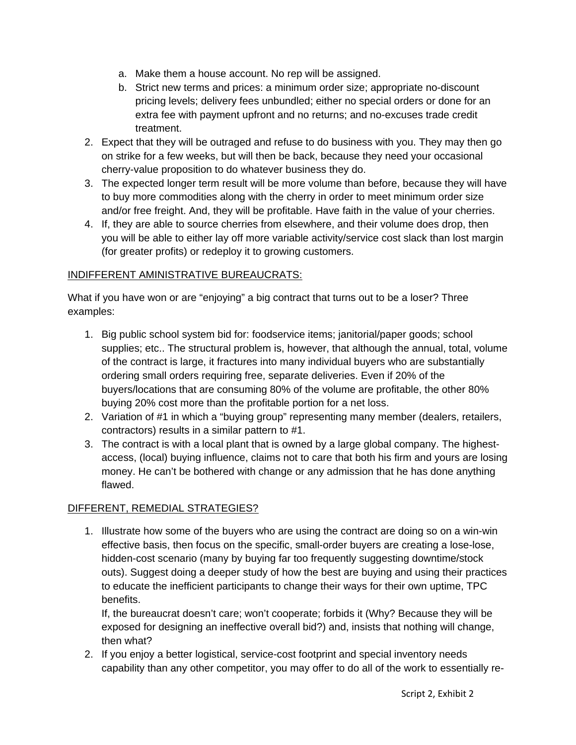a. Make them a house account. No rep will be assigned.
   b. Strict new terms and prices: a minimum order size; appropriate no-discount pricing levels; delivery fees unbundled; either no special orders or done for an extra fee with payment upfront and no returns; and no-excuses trade credit treatment.
2. Expect that they will be outraged and refuse to do business with you. They may then go on strike for a few weeks, but will then be back, because they need your occasional cherry-value proposition to do whatever business they do.
3. The expected longer term result will be more volume than before, because they will have to buy more commodities along with the cherry in order to meet minimum order size and/or free freight. And, they will be profitable. Have faith in the value of your cherries.
4. If, they are able to source cherries from elsewhere, and their volume does drop, then you will be able to either lay off more variable activity/service cost slack than lost margin (for greater profits) or redeploy it to growing customers.

<u>INDIFFERENT AMINISTRATIVE BUREAUCRATS:</u>

What if you have won or are "enjoying" a big contract that turns out to be a loser? Three examples:

1. Big public school system bid for: foodservice items; janitorial/paper goods; school supplies; etc.. The structural problem is, however, that although the annual, total, volume of the contract is large, it fractures into many individual buyers who are substantially ordering small orders requiring free, separate deliveries. Even if 20% of the buyers/locations that are consuming 80% of the volume are profitable, the other 80% buying 20% cost more than the profitable portion for a net loss.
2. Variation of #1 in which a "buying group" representing many member (dealers, retailers, contractors) results in a similar pattern to #1.
3. The contract is with a local plant that is owned by a large global company. The highest-access, (local) buying influence, claims not to care that both his firm and yours are losing money. He can't be bothered with change or any admission that he has done anything flawed.

<u>DIFFERENT, REMEDIAL STRATEGIES?</u>

1. Illustrate how some of the buyers who are using the contract are doing so on a win-win effective basis, then focus on the specific, small-order buyers are creating a lose-lose, hidden-cost scenario (many by buying far too frequently suggesting downtime/stock outs). Suggest doing a deeper study of how the best are buying and using their practices to educate the inefficient participants to change their ways for their own uptime, TPC benefits.

   If, the bureaucrat doesn't care; won't cooperate; forbids it (Why? Because they will be exposed for designing an ineffective overall bid?) and, insists that nothing will change, then what?
2. If you enjoy a better logistical, service-cost footprint and special inventory needs capability than any other competitor, you may offer to do all of the work to essentially re-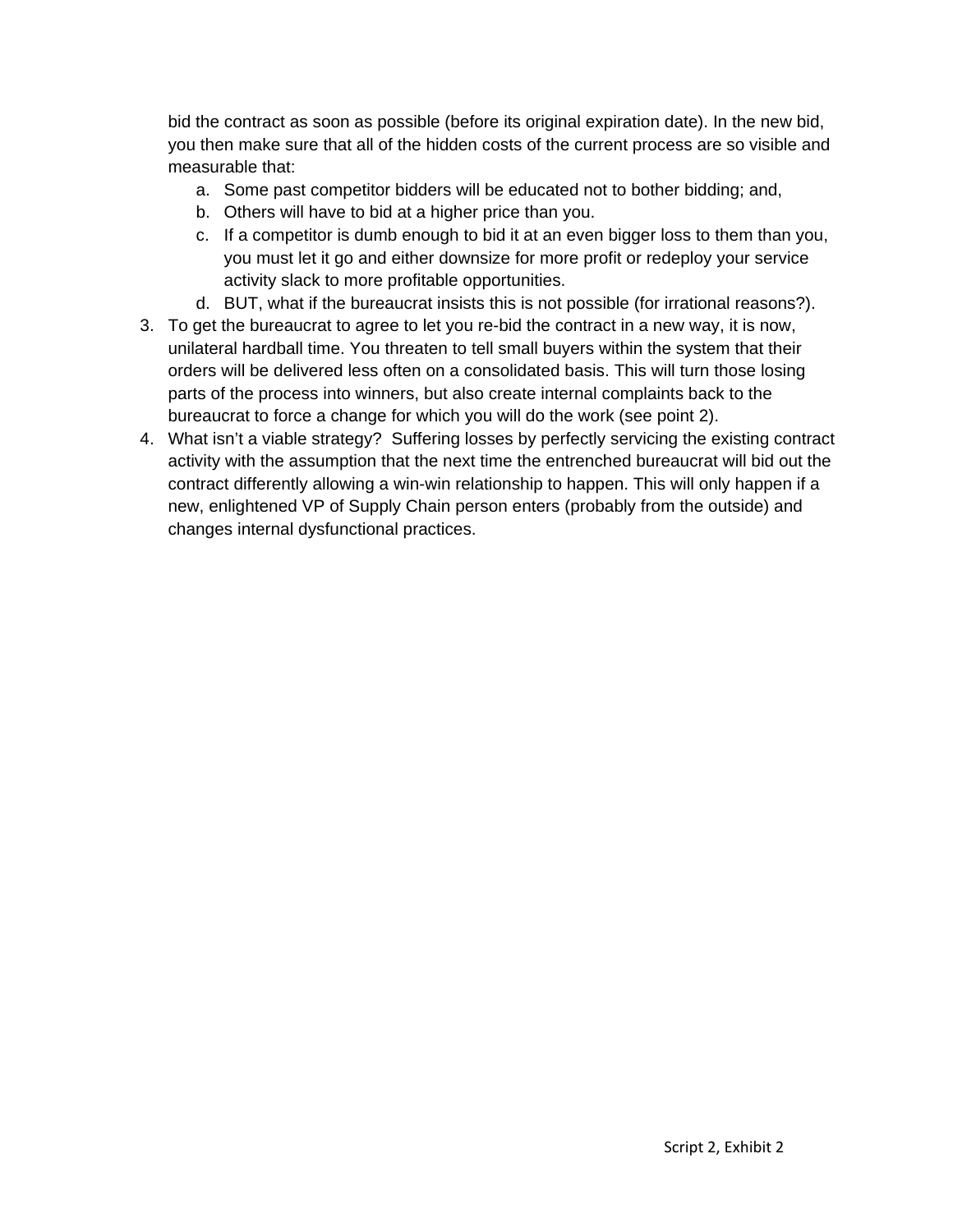bid the contract as soon as possible (before its original expiration date). In the new bid, you then make sure that all of the hidden costs of the current process are so visible and measurable that:

   a. Some past competitor bidders will be educated not to bother bidding; and,
   b. Others will have to bid at a higher price than you.
   c. If a competitor is dumb enough to bid it at an even bigger loss to them than you, you must let it go and either downsize for more profit or redeploy your service activity slack to more profitable opportunities.
   d. BUT, what if the bureaucrat insists this is not possible (for irrational reasons?).

3. To get the bureaucrat to agree to let you re-bid the contract in a new way, it is now, unilateral hardball time. You threaten to tell small buyers within the system that their orders will be delivered less often on a consolidated basis. This will turn those losing parts of the process into winners, but also create internal complaints back to the bureaucrat to force a change for which you will do the work (see point 2).
4. What isn't a viable strategy? Suffering losses by perfectly servicing the existing contract activity with the assumption that the next time the entrenched bureaucrat will bid out the contract differently allowing a win-win relationship to happen. This will only happen if a new, enlightened VP of Supply Chain person enters (probably from the outside) and changes internal dysfunctional practices.

Script 2, Exhibit 2